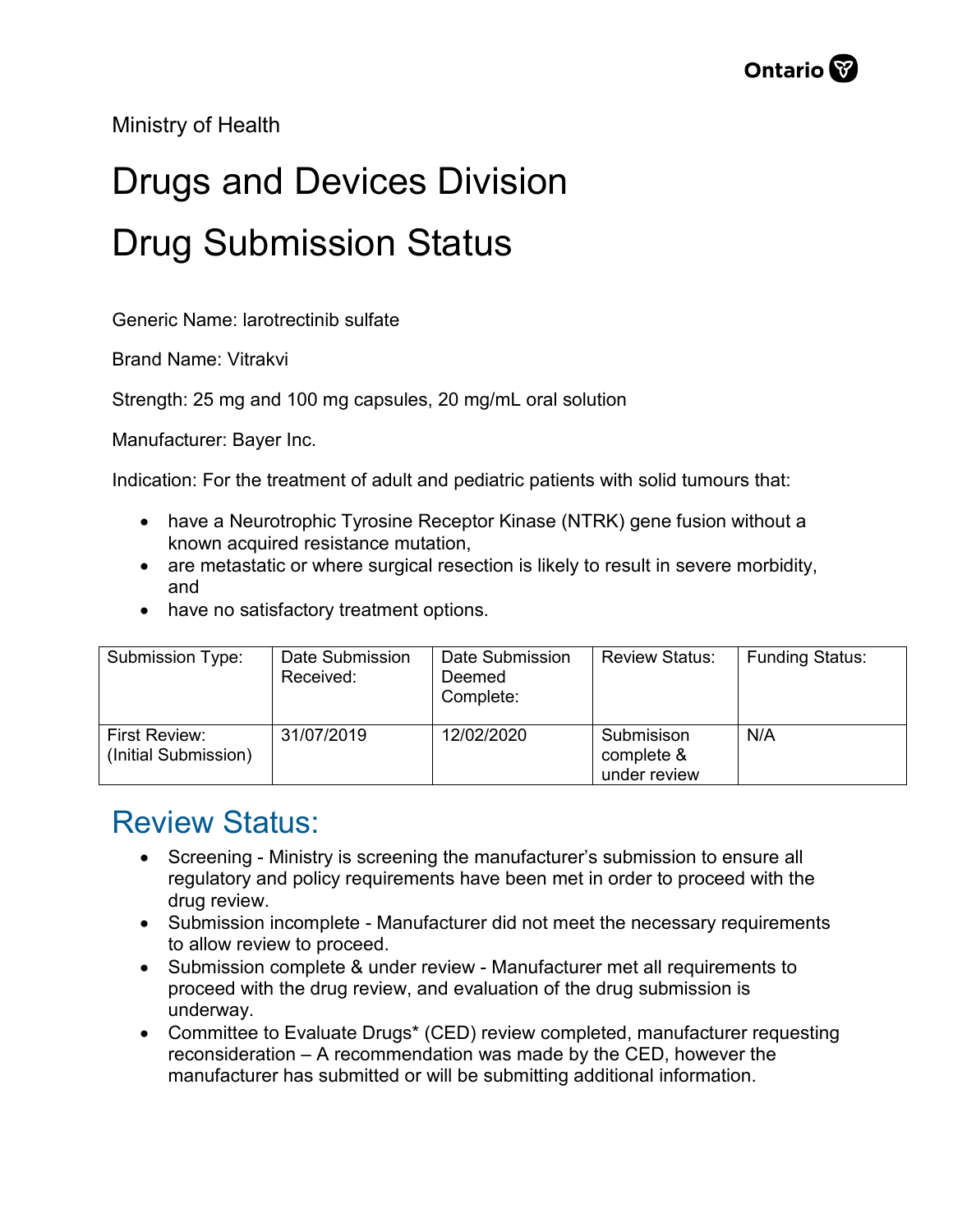Ministry of Health

# Drugs and Devices Division

# Drug Submission Status

Generic Name: larotrectinib sulfate

Brand Name: Vitrakvi

Strength: 25 mg and 100 mg capsules, 20 mg/mL oral solution

Manufacturer: Bayer Inc.

Indication: For the treatment of adult and pediatric patients with solid tumours that:

- have a Neurotrophic Tyrosine Receptor Kinase (NTRK) gene fusion without a known acquired resistance mutation,
- are metastatic or where surgical resection is likely to result in severe morbidity, and
- have no satisfactory treatment options.

| Submission Type: | Date Submission Received: | Date Submission Deemed Complete: | Review Status: | Funding Status: |
|---|---|---|---|---|
| First Review: (Initial Submission) | 31/07/2019 | 12/02/2020 | Submisison complete & under review | N/A |

## Review Status:

- Screening - Ministry is screening the manufacturer's submission to ensure all regulatory and policy requirements have been met in order to proceed with the drug review.
- Submission incomplete - Manufacturer did not meet the necessary requirements to allow review to proceed.
- Submission complete & under review - Manufacturer met all requirements to proceed with the drug review, and evaluation of the drug submission is underway.
- Committee to Evaluate Drugs* (CED) review completed, manufacturer requesting reconsideration – A recommendation was made by the CED, however the manufacturer has submitted or will be submitting additional information.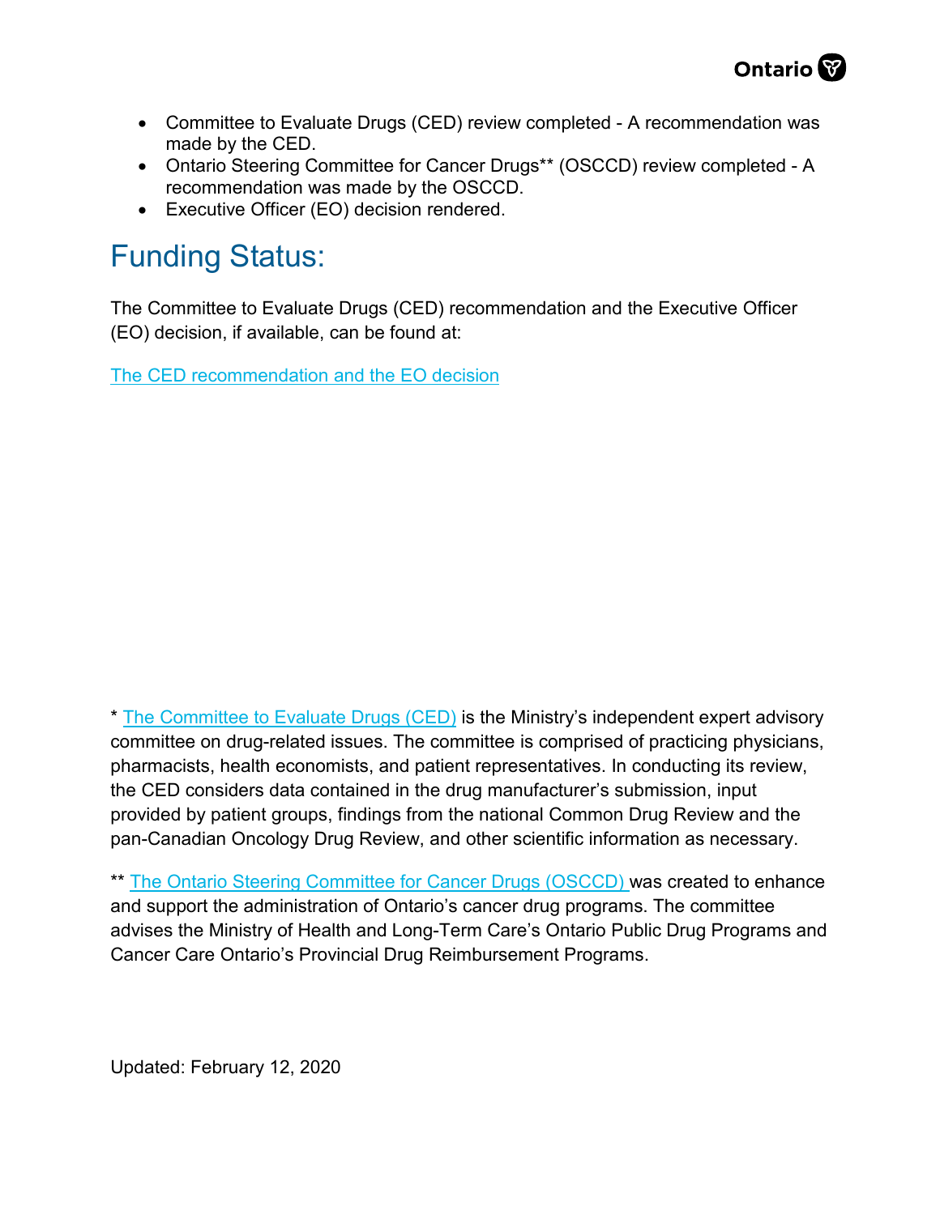- Committee to Evaluate Drugs (CED) review completed - A recommendation was made by the CED.
- Ontario Steering Committee for Cancer Drugs** (OSCCD) review completed - A recommendation was made by the OSCCD.
- Executive Officer (EO) decision rendered.

## Funding Status:

The Committee to Evaluate Drugs (CED) recommendation and the Executive Officer (EO) decision, if available, can be found at:

The CED recommendation and the EO decision

* The Committee to Evaluate Drugs (CED) is the Ministry's independent expert advisory committee on drug-related issues. The committee is comprised of practicing physicians, pharmacists, health economists, and patient representatives. In conducting its review, the CED considers data contained in the drug manufacturer's submission, input provided by patient groups, findings from the national Common Drug Review and the pan-Canadian Oncology Drug Review, and other scientific information as necessary.

** The Ontario Steering Committee for Cancer Drugs (OSCCD) was created to enhance and support the administration of Ontario's cancer drug programs. The committee advises the Ministry of Health and Long-Term Care's Ontario Public Drug Programs and Cancer Care Ontario's Provincial Drug Reimbursement Programs.

Updated: February 12, 2020